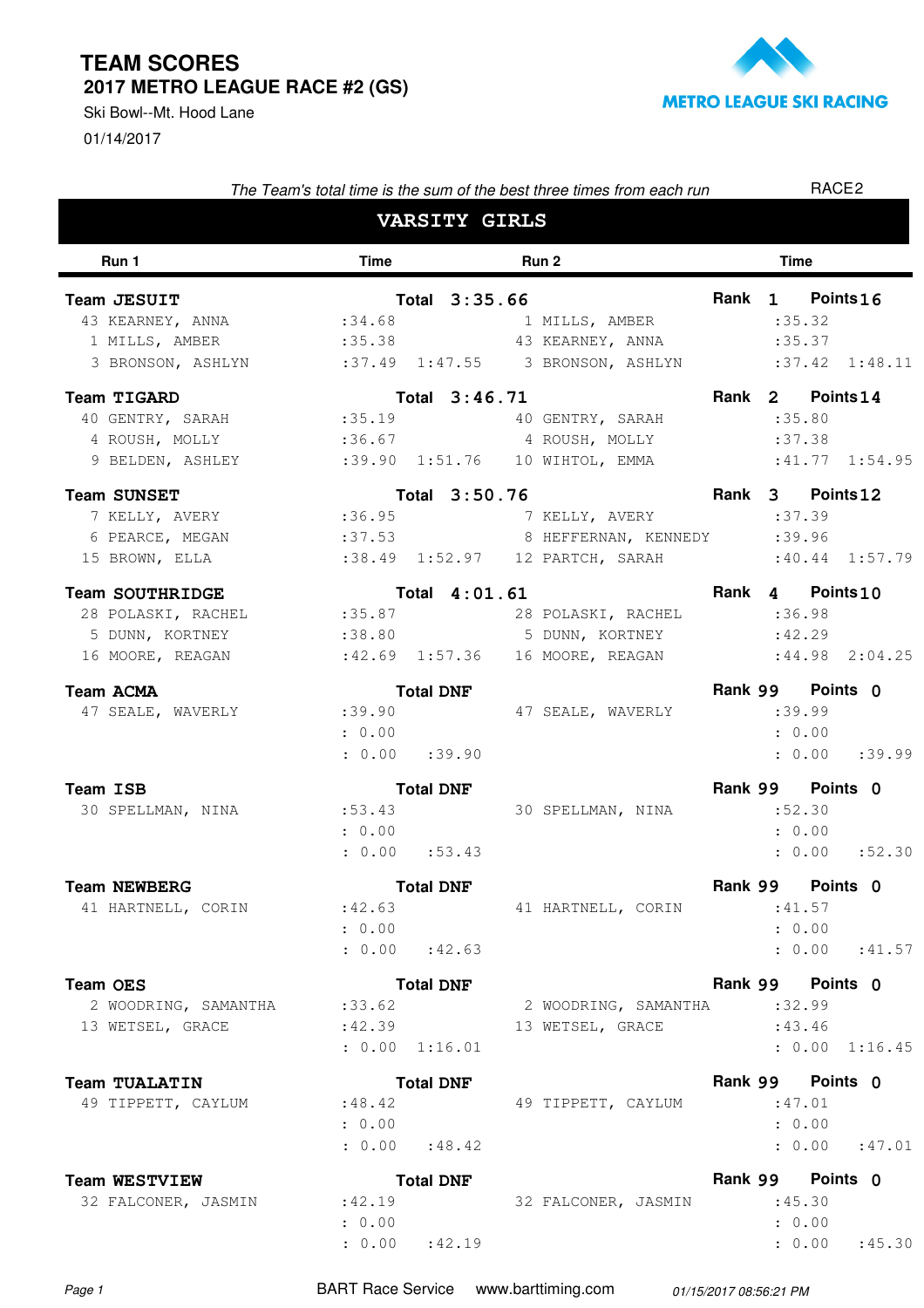# TEAM SCORES

## 2017 METRO LEAGUE RACE #2 (GS)

Ski Bowl--Mt. Hood Lane

01/14/2017

METRO LEAGUE SKI RACING

*The Team's total time is the sum of the best three times from each run*

RACE2

## VARSITY GIRLS

| Run 1 | Time | | Run 2 | Time | |
|---|---|---|---|---|---|
| **Team JESUIT** | **Total 3:35.66** | | | **Rank 1** | **Points 16** |
| 43 KEARNEY, ANNA | :34.68 | | 1 MILLS, AMBER | :35.32 | |
| 1 MILLS, AMBER | :35.38 | | 43 KEARNEY, ANNA | :35.37 | |
| 3 BRONSON, ASHLYN | :37.49 | 1:47.55 | 3 BRONSON, ASHLYN | :37.42 | 1:48.11 |
| **Team TIGARD** | **Total 3:46.71** | | | **Rank 2** | **Points 14** |
| 40 GENTRY, SARAH | :35.19 | | 40 GENTRY, SARAH | :35.80 | |
| 4 ROUSH, MOLLY | :36.67 | | 4 ROUSH, MOLLY | :37.38 | |
| 9 BELDEN, ASHLEY | :39.90 | 1:51.76 | 10 WIHTOL, EMMA | :41.77 | 1:54.95 |
| **Team SUNSET** | **Total 3:50.76** | | | **Rank 3** | **Points 12** |
| 7 KELLY, AVERY | :36.95 | | 7 KELLY, AVERY | :37.39 | |
| 6 PEARCE, MEGAN | :37.53 | | 8 HEFFERNAN, KENNEDY | :39.96 | |
| 15 BROWN, ELLA | :38.49 | 1:52.97 | 12 PARTCH, SARAH | :40.44 | 1:57.79 |
| **Team SOUTHRIDGE** | **Total 4:01.61** | | | **Rank 4** | **Points 10** |
| 28 POLASKI, RACHEL | :35.87 | | 28 POLASKI, RACHEL | :36.98 | |
| 5 DUNN, KORTNEY | :38.80 | | 5 DUNN, KORTNEY | :42.29 | |
| 16 MOORE, REAGAN | :42.69 | 1:57.36 | 16 MOORE, REAGAN | :44.98 | 2:04.25 |
| **Team ACMA** | **Total DNF** | | | **Rank 99** | **Points 0** |
| 47 SEALE, WAVERLY | :39.90 | | 47 SEALE, WAVERLY | :39.99 | |
| | : 0.00 | | | : 0.00 | |
| | : 0.00 | :39.90 | | : 0.00 | :39.99 |
| **Team ISB** | **Total DNF** | | | **Rank 99** | **Points 0** |
| 30 SPELLMAN, NINA | :53.43 | | 30 SPELLMAN, NINA | :52.30 | |
| | : 0.00 | | | : 0.00 | |
| | : 0.00 | :53.43 | | : 0.00 | :52.30 |
| **Team NEWBERG** | **Total DNF** | | | **Rank 99** | **Points 0** |
| 41 HARTNELL, CORIN | :42.63 | | 41 HARTNELL, CORIN | :41.57 | |
| | : 0.00 | | | : 0.00 | |
| | : 0.00 | :42.63 | | : 0.00 | :41.57 |
| **Team OES** | **Total DNF** | | | **Rank 99** | **Points 0** |
| 2 WOODRING, SAMANTHA | :33.62 | | 2 WOODRING, SAMANTHA | :32.99 | |
| 13 WETSEL, GRACE | :42.39 | | 13 WETSEL, GRACE | :43.46 | |
| | : 0.00 | 1:16.01 | | : 0.00 | 1:16.45 |
| **Team TUALATIN** | **Total DNF** | | | **Rank 99** | **Points 0** |
| 49 TIPPETT, CAYLUM | :48.42 | | 49 TIPPETT, CAYLUM | :47.01 | |
| | : 0.00 | | | : 0.00 | |
| | : 0.00 | :48.42 | | : 0.00 | :47.01 |
| **Team WESTVIEW** | **Total DNF** | | | **Rank 99** | **Points 0** |
| 32 FALCONER, JASMIN | :42.19 | | 32 FALCONER, JASMIN | :45.30 | |
| | : 0.00 | | | : 0.00 | |
| | : 0.00 | :42.19 | | : 0.00 | :45.30 |

BART Race Service www.barttiming.com 01/15/2017 08:56:21 PM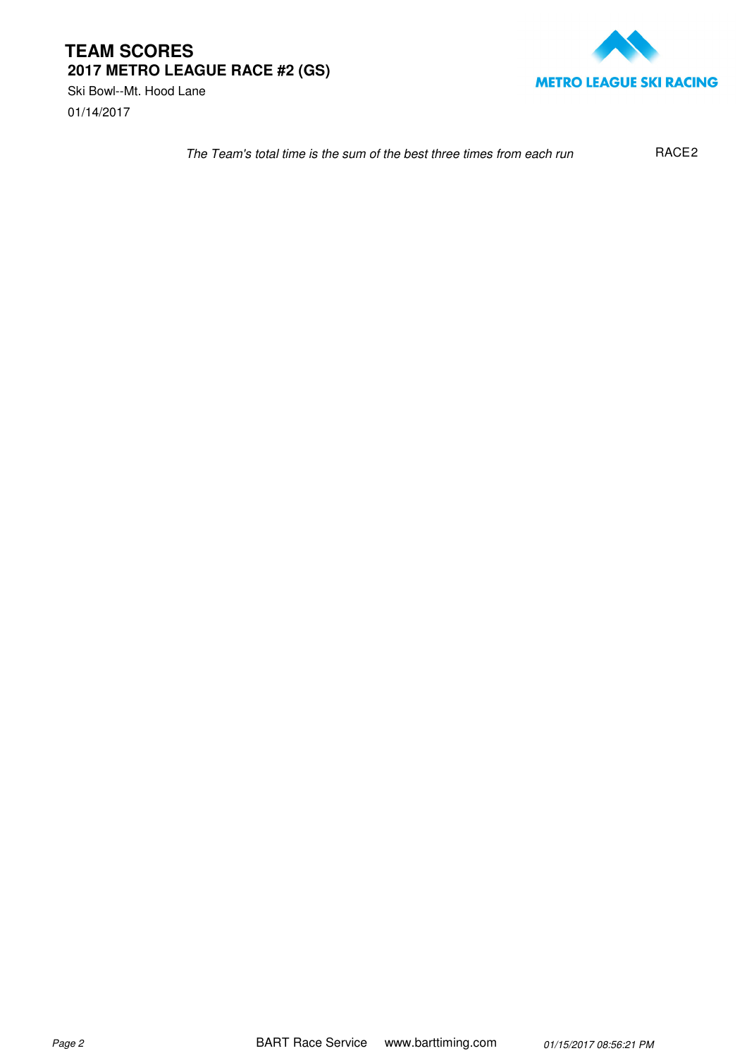# TEAM SCORES

## 2017 METRO LEAGUE RACE #2 (GS)

Ski Bowl--Mt. Hood Lane

01/14/2017

METRO LEAGUE SKI RACING

*The Team's total time is the sum of the best three times from each run* RACE2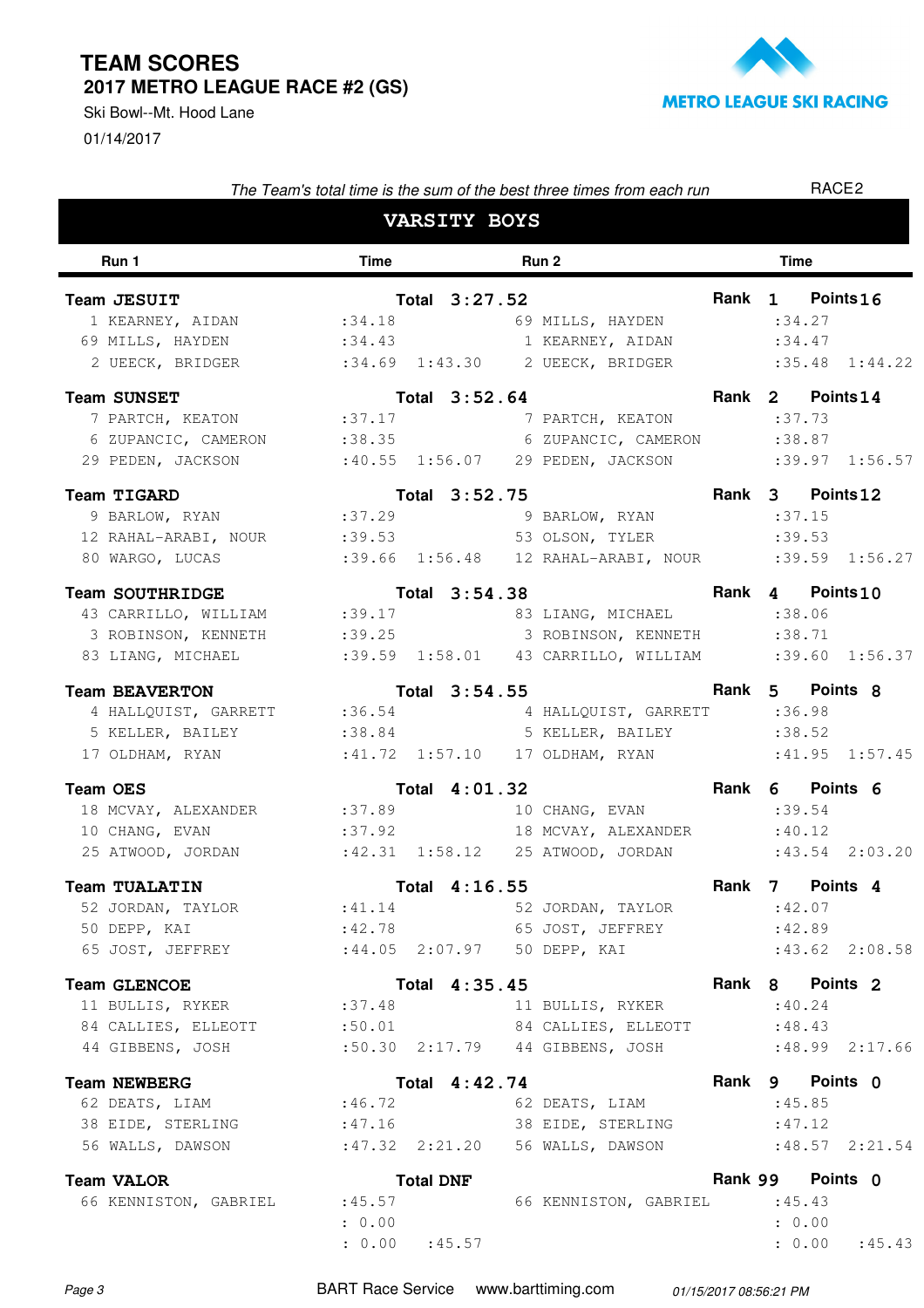# TEAM SCORES

## 2017 METRO LEAGUE RACE #2 (GS)

Ski Bowl--Mt. Hood Lane

01/14/2017

METRO LEAGUE SKI RACING

*The Team's total time is the sum of the best three times from each run* RACE2

## VARSITY BOYS

| Run 1 | Time | | Run 2 | Time | |
|---|---|---|---|---|---|
| **Team JESUIT** | **Total 3:27.52** | | **Rank 1** | **Points 16** | |
| 1 KEARNEY, AIDAN | :34.18 | | 69 MILLS, HAYDEN | :34.27 | |
| 69 MILLS, HAYDEN | :34.43 | | 1 KEARNEY, AIDAN | :34.47 | |
| 2 UEECK, BRIDGER | :34.69 | 1:43.30 | 2 UEECK, BRIDGER | :35.48 | 1:44.22 |
| **Team SUNSET** | **Total 3:52.64** | | **Rank 2** | **Points 14** | |
| 7 PARTCH, KEATON | :37.17 | | 7 PARTCH, KEATON | :37.73 | |
| 6 ZUPANCIC, CAMERON | :38.35 | | 6 ZUPANCIC, CAMERON | :38.87 | |
| 29 PEDEN, JACKSON | :40.55 | 1:56.07 | 29 PEDEN, JACKSON | :39.97 | 1:56.57 |
| **Team TIGARD** | **Total 3:52.75** | | **Rank 3** | **Points 12** | |
| 9 BARLOW, RYAN | :37.29 | | 9 BARLOW, RYAN | :37.15 | |
| 12 RAHAL-ARABI, NOUR | :39.53 | | 53 OLSON, TYLER | :39.53 | |
| 80 WARGO, LUCAS | :39.66 | 1:56.48 | 12 RAHAL-ARABI, NOUR | :39.59 | 1:56.27 |
| **Team SOUTHRIDGE** | **Total 3:54.38** | | **Rank 4** | **Points 10** | |
| 43 CARRILLO, WILLIAM | :39.17 | | 83 LIANG, MICHAEL | :38.06 | |
| 3 ROBINSON, KENNETH | :39.25 | | 3 ROBINSON, KENNETH | :38.71 | |
| 83 LIANG, MICHAEL | :39.59 | 1:58.01 | 43 CARRILLO, WILLIAM | :39.60 | 1:56.37 |
| **Team BEAVERTON** | **Total 3:54.55** | | **Rank 5** | **Points 8** | |
| 4 HALLQUIST, GARRETT | :36.54 | | 4 HALLQUIST, GARRETT | :36.98 | |
| 5 KELLER, BAILEY | :38.84 | | 5 KELLER, BAILEY | :38.52 | |
| 17 OLDHAM, RYAN | :41.72 | 1:57.10 | 17 OLDHAM, RYAN | :41.95 | 1:57.45 |
| **Team OES** | **Total 4:01.32** | | **Rank 6** | **Points 6** | |
| 18 MCVAY, ALEXANDER | :37.89 | | 10 CHANG, EVAN | :39.54 | |
| 10 CHANG, EVAN | :37.92 | | 18 MCVAY, ALEXANDER | :40.12 | |
| 25 ATWOOD, JORDAN | :42.31 | 1:58.12 | 25 ATWOOD, JORDAN | :43.54 | 2:03.20 |
| **Team TUALATIN** | **Total 4:16.55** | | **Rank 7** | **Points 4** | |
| 52 JORDAN, TAYLOR | :41.14 | | 52 JORDAN, TAYLOR | :42.07 | |
| 50 DEPP, KAI | :42.78 | | 65 JOST, JEFFREY | :42.89 | |
| 65 JOST, JEFFREY | :44.05 | 2:07.97 | 50 DEPP, KAI | :43.62 | 2:08.58 |
| **Team GLENCOE** | **Total 4:35.45** | | **Rank 8** | **Points 2** | |
| 11 BULLIS, RYKER | :37.48 | | 11 BULLIS, RYKER | :40.24 | |
| 84 CALLIES, ELLEOTT | :50.01 | | 84 CALLIES, ELLEOTT | :48.43 | |
| 44 GIBBENS, JOSH | :50.30 | 2:17.79 | 44 GIBBENS, JOSH | :48.99 | 2:17.66 |
| **Team NEWBERG** | **Total 4:42.74** | | **Rank 9** | **Points 0** | |
| 62 DEATS, LIAM | :46.72 | | 62 DEATS, LIAM | :45.85 | |
| 38 EIDE, STERLING | :47.16 | | 38 EIDE, STERLING | :47.12 | |
| 56 WALLS, DAWSON | :47.32 | 2:21.20 | 56 WALLS, DAWSON | :48.57 | 2:21.54 |
| **Team VALOR** | **Total DNF** | | **Rank 99** | **Points 0** | |
| 66 KENNISTON, GABRIEL | :45.57 | | 66 KENNISTON, GABRIEL | :45.43 | |
| | : 0.00 | | | : 0.00 | |
| | : 0.00 | :45.57 | | : 0.00 | :45.43 |

BART Race Service www.barttiming.com *01/15/2017 08:56:21 PM*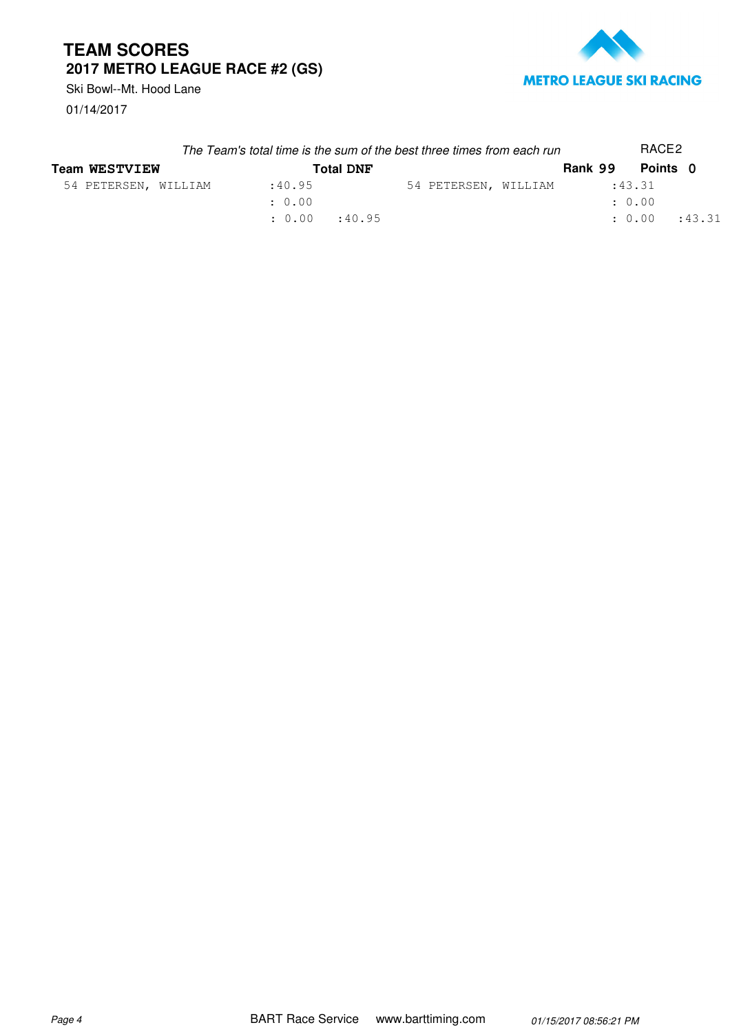# TEAM SCORES

## 2017 METRO LEAGUE RACE #2 (GS)

Ski Bowl--Mt. Hood Lane

01/14/2017

METRO LEAGUE SKI RACING

*The Team's total time is the sum of the best three times from each run*

RACE2

| Team WESTVIEW | Total DNF | | | Rank 99 | Points 0 | |
|---|---|---|---|---|---|---|
| 54 PETERSEN, WILLIAM | :40.95 | | 54 PETERSEN, WILLIAM | | :43.31 | |
| | : 0.00 | | | | : 0.00 | |
| | : 0.00 | :40.95 | | | : 0.00 | :43.31 |

BART Race Service www.barttiming.com 01/15/2017 08:56:21 PM